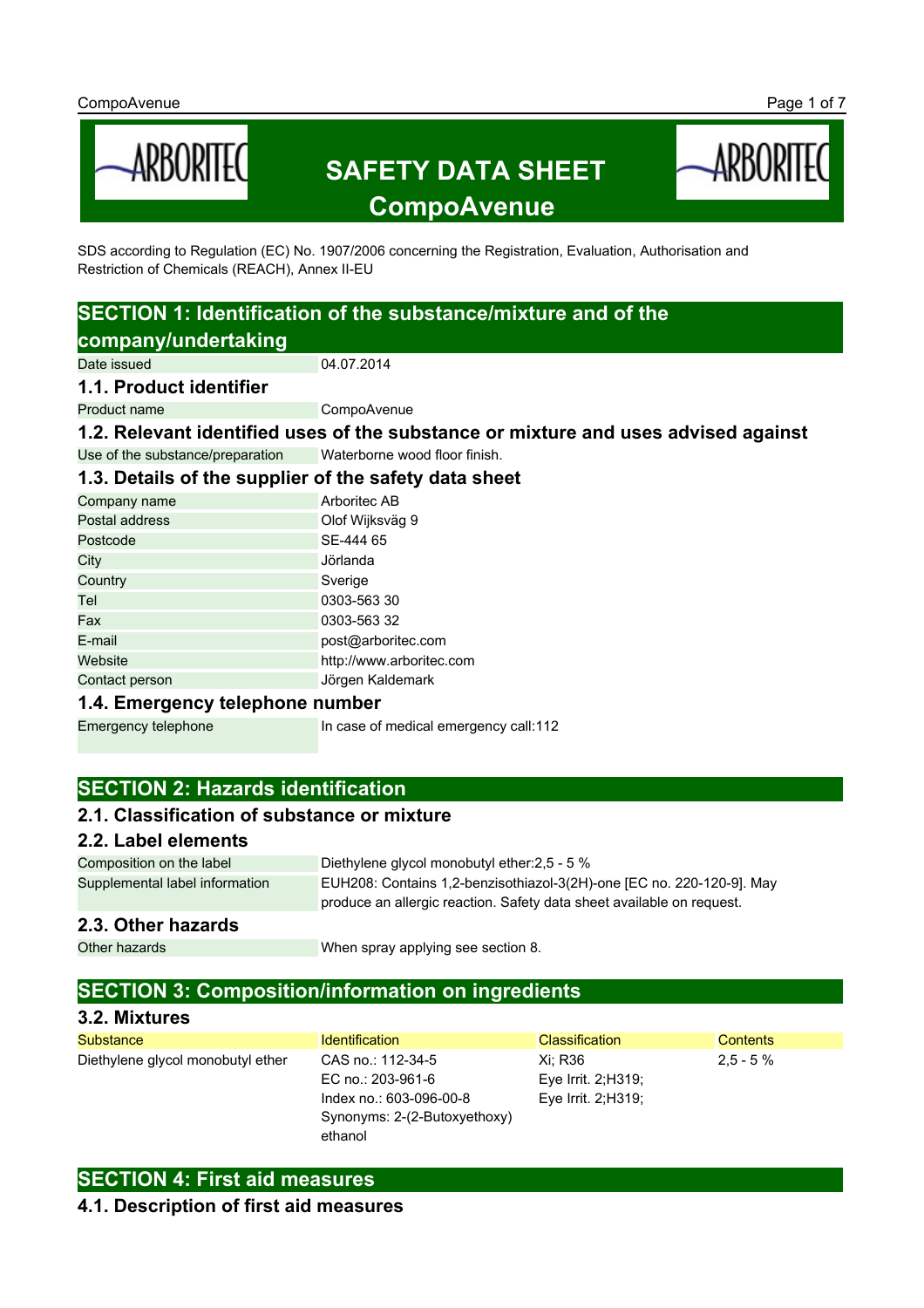# SAFETY DATA SHEET
# CompoAvenue

SDS according to Regulation (EC) No. 1907/2006 concerning the Registration, Evaluation, Authorisation and Restriction of Chemicals (REACH), Annex II-EU

## SECTION 1: Identification of the substance/mixture and of the company/undertaking

| | |
|---|---|
| Date issued | 04.07.2014 |

### 1.1. Product identifier

| | |
|---|---|
| Product name | CompoAvenue |

### 1.2. Relevant identified uses of the substance or mixture and uses advised against

| | |
|---|---|
| Use of the substance/preparation | Waterborne wood floor finish. |

### 1.3. Details of the supplier of the safety data sheet

| | |
|---|---|
| Company name | Arboritec AB |
| Postal address | Olof Wijksväg 9 |
| Postcode | SE-444 65 |
| City | Jörlanda |
| Country | Sverige |
| Tel | 0303-563 30 |
| Fax | 0303-563 32 |
| E-mail | post@arboritec.com |
| Website | http://www.arboritec.com |
| Contact person | Jörgen Kaldemark |

### 1.4. Emergency telephone number

| | |
|---|---|
| Emergency telephone | In case of medical emergency call:112 |

## SECTION 2: Hazards identification

### 2.1. Classification of substance or mixture

### 2.2. Label elements

| | |
|---|---|
| Composition on the label | Diethylene glycol monobutyl ether:2,5 - 5 % |
| Supplemental label information | EUH208: Contains 1,2-benzisothiazol-3(2H)-one [EC no. 220-120-9]. May produce an allergic reaction. Safety data sheet available on request. |

### 2.3. Other hazards

| | |
|---|---|
| Other hazards | When spray applying see section 8. |

## SECTION 3: Composition/information on ingredients

### 3.2. Mixtures

| Substance | Identification | Classification | Contents |
|---|---|---|---|
| Diethylene glycol monobutyl ether | CAS no.: 112-34-5<br>EC no.: 203-961-6<br>Index no.: 603-096-00-8<br>Synonyms: 2-(2-Butoxyethoxy) ethanol | Xi; R36<br>Eye Irrit. 2;H319;<br>Eye Irrit. 2;H319; | 2,5 - 5 % |

## SECTION 4: First aid measures

### 4.1. Description of first aid measures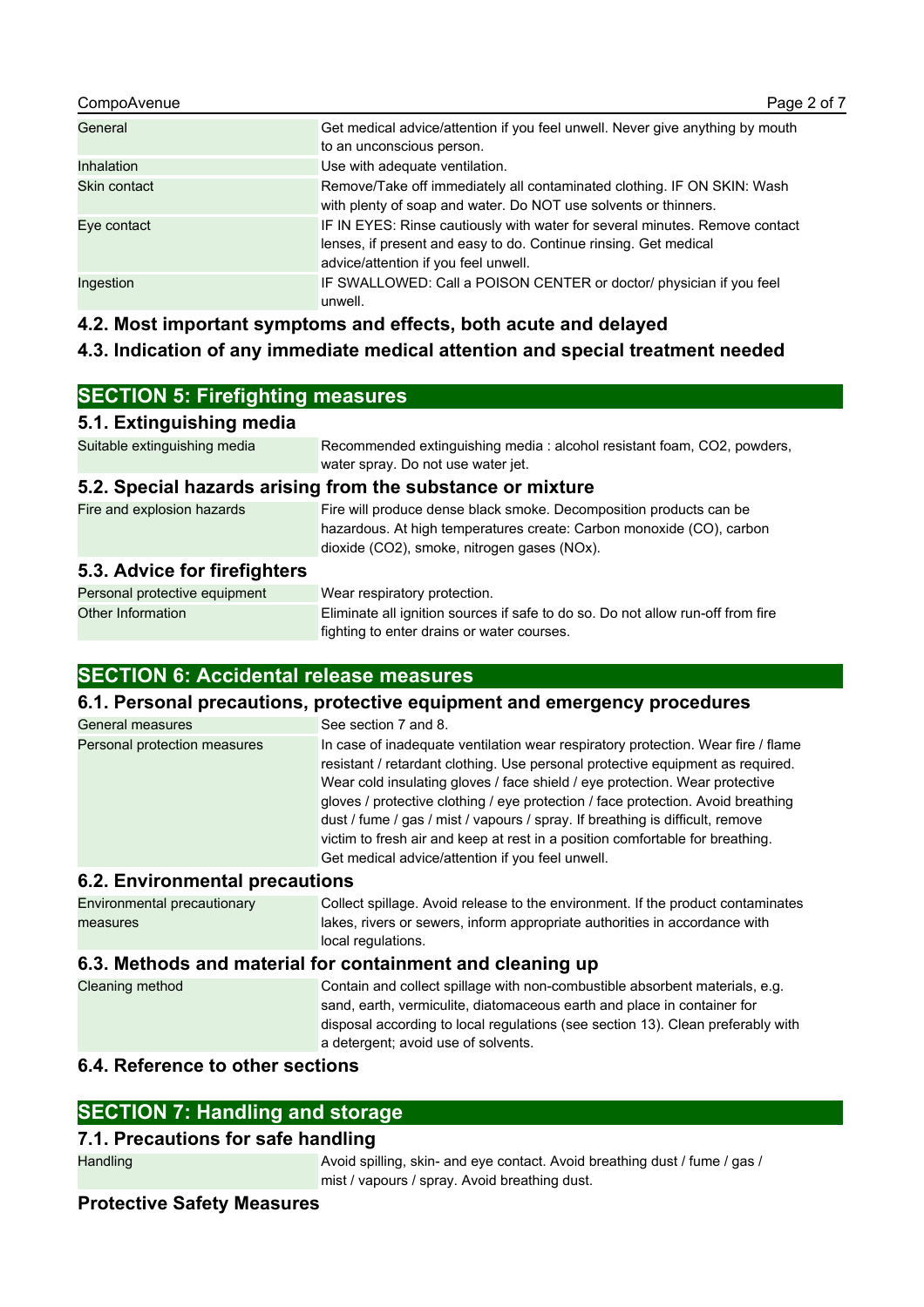| | |
|---|---|
| General | Get medical advice/attention if you feel unwell. Never give anything by mouth to an unconscious person. |
| Inhalation | Use with adequate ventilation. |
| Skin contact | Remove/Take off immediately all contaminated clothing. IF ON SKIN: Wash with plenty of soap and water. Do NOT use solvents or thinners. |
| Eye contact | IF IN EYES: Rinse cautiously with water for several minutes. Remove contact lenses, if present and easy to do. Continue rinsing. Get medical advice/attention if you feel unwell. |
| Ingestion | IF SWALLOWED: Call a POISON CENTER or doctor/ physician if you feel unwell. |

### 4.2. Most important symptoms and effects, both acute and delayed

### 4.3. Indication of any immediate medical attention and special treatment needed

## SECTION 5: Firefighting measures

### 5.1. Extinguishing media

| | |
|---|---|
| Suitable extinguishing media | Recommended extinguishing media : alcohol resistant foam, $CO_2$, powders, water spray. Do not use water jet. |

### 5.2. Special hazards arising from the substance or mixture

| | |
|---|---|
| Fire and explosion hazards | Fire will produce dense black smoke. Decomposition products can be hazardous. At high temperatures create: Carbon monoxide (CO), carbon dioxide ($CO_2$), smoke, nitrogen gases ($NO_x$). |

### 5.3. Advice for firefighters

| | |
|---|---|
| Personal protective equipment | Wear respiratory protection. |
| Other Information | Eliminate all ignition sources if safe to do so. Do not allow run-off from fire fighting to enter drains or water courses. |

## SECTION 6: Accidental release measures

### 6.1. Personal precautions, protective equipment and emergency procedures

| | |
|---|---|
| General measures | See section 7 and 8. |
| Personal protection measures | In case of inadequate ventilation wear respiratory protection. Wear fire / flame resistant / retardant clothing. Use personal protective equipment as required. Wear cold insulating gloves / face shield / eye protection. Wear protective gloves / protective clothing / eye protection / face protection. Avoid breathing dust / fume / gas / mist / vapours / spray. If breathing is difficult, remove victim to fresh air and keep at rest in a position comfortable for breathing. Get medical advice/attention if you feel unwell. |

### 6.2. Environmental precautions

| | |
|---|---|
| Environmental precautionary measures | Collect spillage. Avoid release to the environment. If the product contaminates lakes, rivers or sewers, inform appropriate authorities in accordance with local regulations. |

### 6.3. Methods and material for containment and cleaning up

| | |
|---|---|
| Cleaning method | Contain and collect spillage with non-combustible absorbent materials, e.g. sand, earth, vermiculite, diatomaceous earth and place in container for disposal according to local regulations (see section 13). Clean preferably with a detergent; avoid use of solvents. |

### 6.4. Reference to other sections

## SECTION 7: Handling and storage

### 7.1. Precautions for safe handling

| | |
|---|---|
| Handling | Avoid spilling, skin- and eye contact. Avoid breathing dust / fume / gas / mist / vapours / spray. Avoid breathing dust. |

### Protective Safety Measures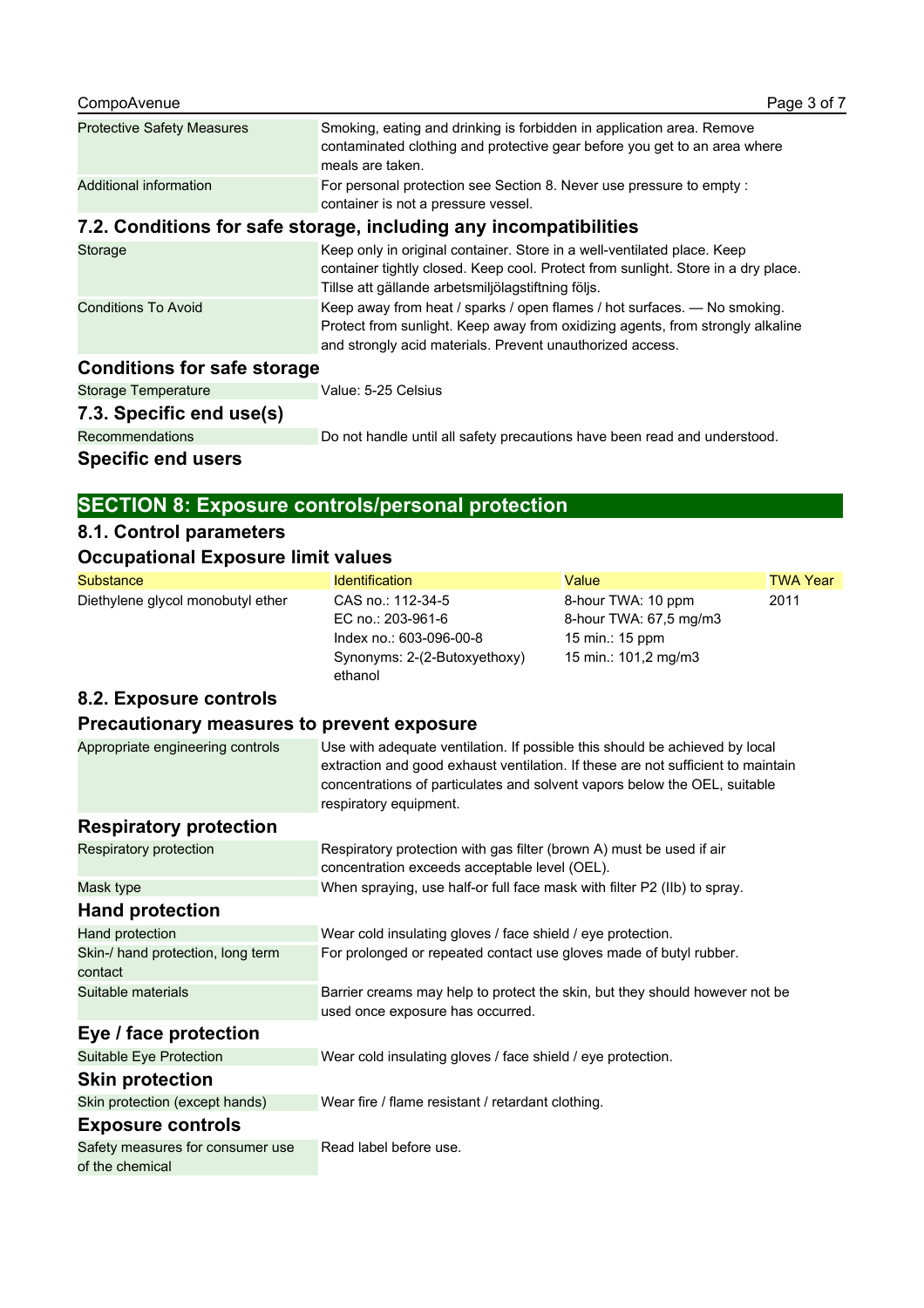| | |
|---|---|
| Protective Safety Measures | Smoking, eating and drinking is forbidden in application area. Remove contaminated clothing and protective gear before you get to an area where meals are taken. |
| Additional information | For personal protection see Section 8. Never use pressure to empty : container is not a pressure vessel. |

### 7.2. Conditions for safe storage, including any incompatibilities

| | |
|---|---|
| Storage | Keep only in original container. Store in a well-ventilated place. Keep container tightly closed. Keep cool. Protect from sunlight. Store in a dry place. Tillse att gällande arbetsmiljölagstiftning följs. |
| Conditions To Avoid | Keep away from heat / sparks / open flames / hot surfaces. — No smoking. Protect from sunlight. Keep away from oxidizing agents, from strongly alkaline and strongly acid materials. Prevent unauthorized access. |

### Conditions for safe storage

| | |
|---|---|
| Storage Temperature | Value: 5-25 Celsius |

### 7.3. Specific end use(s)

| | |
|---|---|
| Recommendations | Do not handle until all safety precautions have been read and understood. |

### Specific end users

## SECTION 8: Exposure controls/personal protection

### 8.1. Control parameters

### Occupational Exposure limit values

| Substance | Identification | Value | TWA Year |
|---|---|---|---|
| Diethylene glycol monobutyl ether | CAS no.: 112-34-5<br>EC no.: 203-961-6<br>Index no.: 603-096-00-8<br>Synonyms: 2-(2-Butoxyethoxy) ethanol | 8-hour TWA: 10 ppm<br>8-hour TWA: 67,5 mg/m3<br>15 min.: 15 ppm<br>15 min.: 101,2 mg/m3 | 2011 |

### 8.2. Exposure controls

### Precautionary measures to prevent exposure

| | |
|---|---|
| Appropriate engineering controls | Use with adequate ventilation. If possible this should be achieved by local extraction and good exhaust ventilation. If these are not sufficient to maintain concentrations of particulates and solvent vapors below the OEL, suitable respiratory equipment. |

### Respiratory protection

| | |
|---|---|
| Respiratory protection | Respiratory protection with gas filter (brown A) must be used if air concentration exceeds acceptable level (OEL). |
| Mask type | When spraying, use half-or full face mask with filter P2 (IIb) to spray. |

### Hand protection

| | |
|---|---|
| Hand protection | Wear cold insulating gloves / face shield / eye protection. |
| Skin-/ hand protection, long term contact | For prolonged or repeated contact use gloves made of butyl rubber. |
| Suitable materials | Barrier creams may help to protect the skin, but they should however not be used once exposure has occurred. |

### Eye / face protection

| | |
|---|---|
| Suitable Eye Protection | Wear cold insulating gloves / face shield / eye protection. |

### Skin protection

| | |
|---|---|
| Skin protection (except hands) | Wear fire / flame resistant / retardant clothing. |

### Exposure controls

| | |
|---|---|
| Safety measures for consumer use of the chemical | Read label before use. |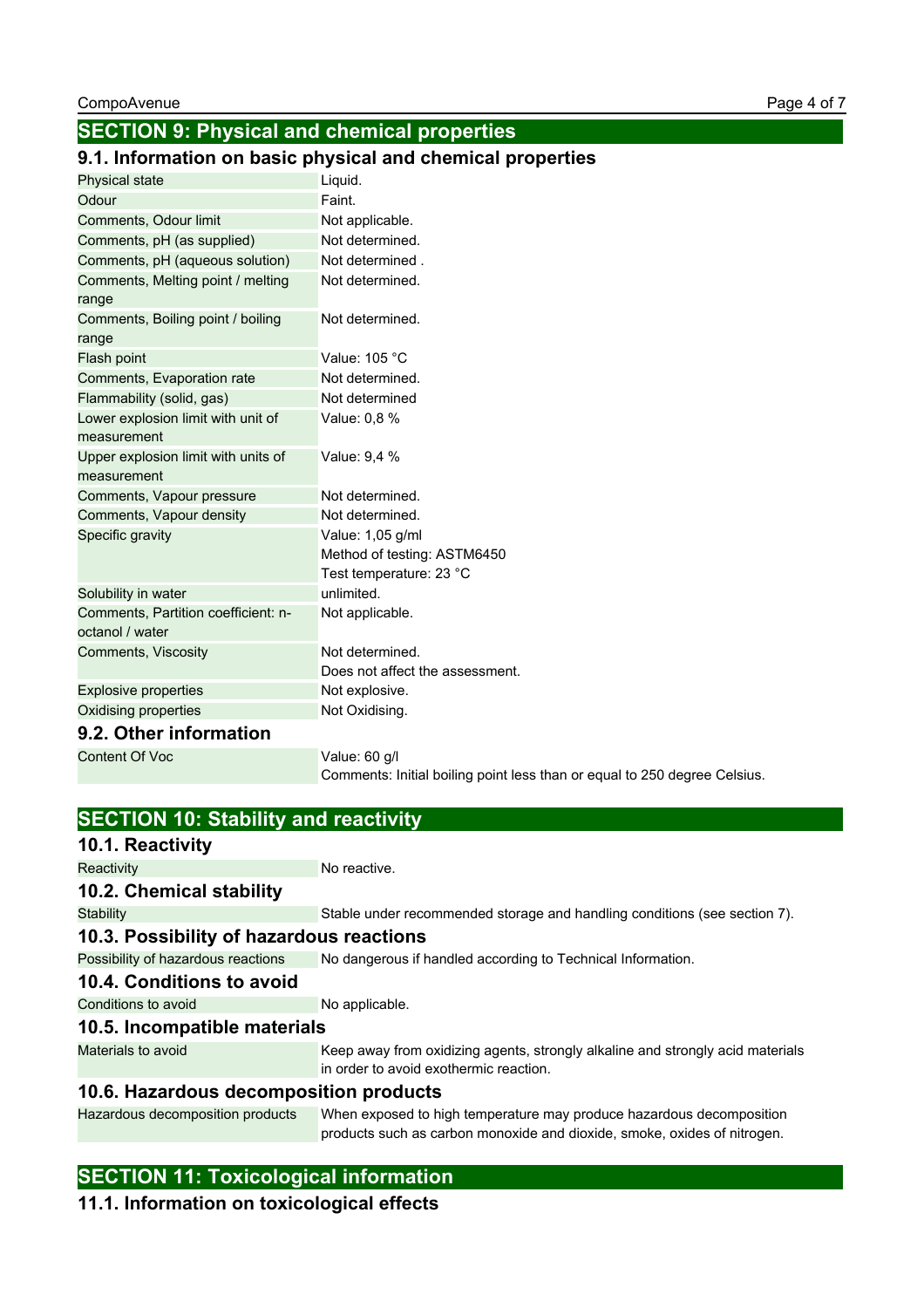## SECTION 9: Physical and chemical properties

### 9.1. Information on basic physical and chemical properties

| | |
|---|---|
| Physical state | Liquid. |
| Odour | Faint. |
| Comments, Odour limit | Not applicable. |
| Comments, pH (as supplied) | Not determined. |
| Comments, pH (aqueous solution) | Not determined . |
| Comments, Melting point / melting range | Not determined. |
| Comments, Boiling point / boiling range | Not determined. |
| Flash point | Value: 105 °C |
| Comments, Evaporation rate | Not determined. |
| Flammability (solid, gas) | Not determined |
| Lower explosion limit with unit of measurement | Value: 0,8 % |
| Upper explosion limit with units of measurement | Value: 9,4 % |
| Comments, Vapour pressure | Not determined. |
| Comments, Vapour density | Not determined. |
| Specific gravity | Value: 1,05 g/ml<br>Method of testing: ASTM6450<br>Test temperature: 23 °C |
| Solubility in water | unlimited. |
| Comments, Partition coefficient: n-octanol / water | Not applicable. |
| Comments, Viscosity | Not determined.<br>Does not affect the assessment. |
| Explosive properties | Not explosive. |
| Oxidising properties | Not Oxidising. |

### 9.2. Other information

| | |
|---|---|
| Content Of Voc | Value: 60 g/l<br>Comments: Initial boiling point less than or equal to 250 degree Celsius. |

## SECTION 10: Stability and reactivity

### 10.1. Reactivity

| | |
|---|---|
| Reactivity | No reactive. |

### 10.2. Chemical stability

| | |
|---|---|
| Stability | Stable under recommended storage and handling conditions (see section 7). |

### 10.3. Possibility of hazardous reactions

| | |
|---|---|
| Possibility of hazardous reactions | No dangerous if handled according to Technical Information. |

### 10.4. Conditions to avoid

| | |
|---|---|
| Conditions to avoid | No applicable. |

### 10.5. Incompatible materials

| | |
|---|---|
| Materials to avoid | Keep away from oxidizing agents, strongly alkaline and strongly acid materials in order to avoid exothermic reaction. |

### 10.6. Hazardous decomposition products

| | |
|---|---|
| Hazardous decomposition products | When exposed to high temperature may produce hazardous decomposition products such as carbon monoxide and dioxide, smoke, oxides of nitrogen. |

## SECTION 11: Toxicological information

### 11.1. Information on toxicological effects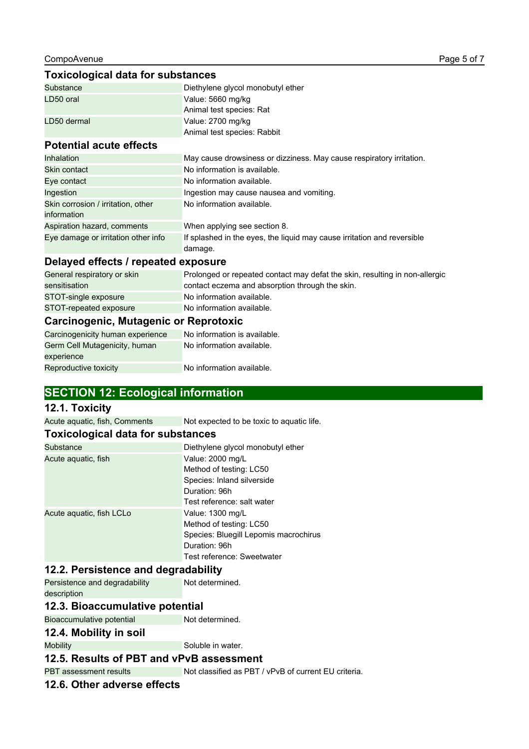### Toxicological data for substances

| | |
|---|---|
| Substance | Diethylene glycol monobutyl ether |
| LD50 oral | Value: 5660 mg/kg<br>Animal test species: Rat |
| LD50 dermal | Value: 2700 mg/kg<br>Animal test species: Rabbit |

### Potential acute effects

| | |
|---|---|
| Inhalation | May cause drowsiness or dizziness. May cause respiratory irritation. |
| Skin contact | No information is available. |
| Eye contact | No information available. |
| Ingestion | Ingestion may cause nausea and vomiting. |
| Skin corrosion / irritation, other information | No information available. |
| Aspiration hazard, comments | When applying see section 8. |
| Eye damage or irritation other info | If splashed in the eyes, the liquid may cause irritation and reversible damage. |

### Delayed effects / repeated exposure

| | |
|---|---|
| General respiratory or skin sensitisation | Prolonged or repeated contact may defat the skin, resulting in non-allergic contact eczema and absorption through the skin. |
| STOT-single exposure | No information available. |
| STOT-repeated exposure | No information available. |

### Carcinogenic, Mutagenic or Reprotoxic

| | |
|---|---|
| Carcinogenicity human experience | No information is available. |
| Germ Cell Mutagenicity, human experience | No information available. |
| Reproductive toxicity | No information available. |

## SECTION 12: Ecological information

### 12.1. Toxicity

| | |
|---|---|
| Acute aquatic, fish, Comments | Not expected to be toxic to aquatic life. |

### Toxicological data for substances

| | |
|---|---|
| Substance | Diethylene glycol monobutyl ether |
| Acute aquatic, fish | Value: 2000 mg/L<br>Method of testing: LC50<br>Species: Inland silverside<br>Duration: 96h<br>Test reference: salt water |
| Acute aquatic, fish LCLo | Value: 1300 mg/L<br>Method of testing: LC50<br>Species: Bluegill Lepomis macrochirus<br>Duration: 96h<br>Test reference: Sweetwater |

### 12.2. Persistence and degradability

| | |
|---|---|
| Persistence and degradability description | Not determined. |

### 12.3. Bioaccumulative potential

| | |
|---|---|
| Bioaccumulative potential | Not determined. |

### 12.4. Mobility in soil

| | |
|---|---|
| Mobility | Soluble in water. |

### 12.5. Results of PBT and vPvB assessment

| | |
|---|---|
| PBT assessment results | Not classified as PBT / vPvB of current EU criteria. |

### 12.6. Other adverse effects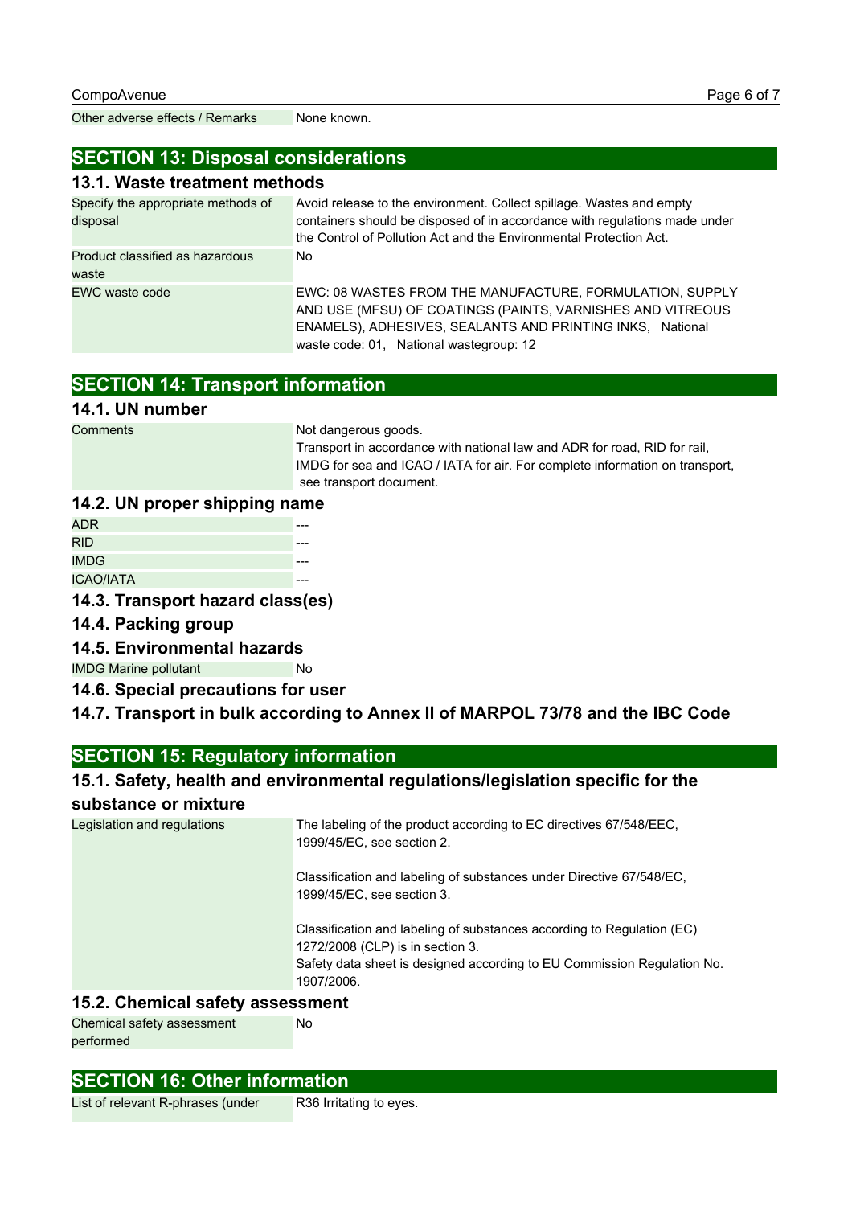| | |
|---|---|
| Other adverse effects / Remarks | None known. |

## SECTION 13: Disposal considerations

### 13.1. Waste treatment methods

| | |
|---|---|
| Specify the appropriate methods of disposal | Avoid release to the environment. Collect spillage. Wastes and empty containers should be disposed of in accordance with regulations made under the Control of Pollution Act and the Environmental Protection Act. |
| Product classified as hazardous waste | No |
| EWC waste code | EWC: 08 WASTES FROM THE MANUFACTURE, FORMULATION, SUPPLY AND USE (MFSU) OF COATINGS (PAINTS, VARNISHES AND VITREOUS ENAMELS), ADHESIVES, SEALANTS AND PRINTING INKS, National waste code: 01, National wastegroup: 12 |

## SECTION 14: Transport information

### 14.1. UN number

| | |
|---|---|
| Comments | Not dangerous goods.<br>Transport in accordance with national law and ADR for road, RID for rail, IMDG for sea and ICAO / IATA for air. For complete information on transport, see transport document. |

### 14.2. UN proper shipping name

| | |
|---|---|
| ADR | --- |
| RID | --- |
| IMDG | --- |
| ICAO/IATA | --- |

### 14.3. Transport hazard class(es)

### 14.4. Packing group

### 14.5. Environmental hazards

| | |
|---|---|
| IMDG Marine pollutant | No |

### 14.6. Special precautions for user

### 14.7. Transport in bulk according to Annex II of MARPOL 73/78 and the IBC Code

## SECTION 15: Regulatory information

### 15.1. Safety, health and environmental regulations/legislation specific for the substance or mixture

| | |
|---|---|
| Legislation and regulations | The labeling of the product according to EC directives 67/548/EEC, 1999/45/EC, see section 2.<br><br>Classification and labeling of substances under Directive 67/548/EC, 1999/45/EC, see section 3.<br><br>Classification and labeling of substances according to Regulation (EC) 1272/2008 (CLP) is in section 3.<br>Safety data sheet is designed according to EU Commission Regulation No. 1907/2006. |

### 15.2. Chemical safety assessment

| | |
|---|---|
| Chemical safety assessment performed | No |

## SECTION 16: Other information

| | |
|---|---|
| List of relevant R-phrases (under | R36 Irritating to eyes. |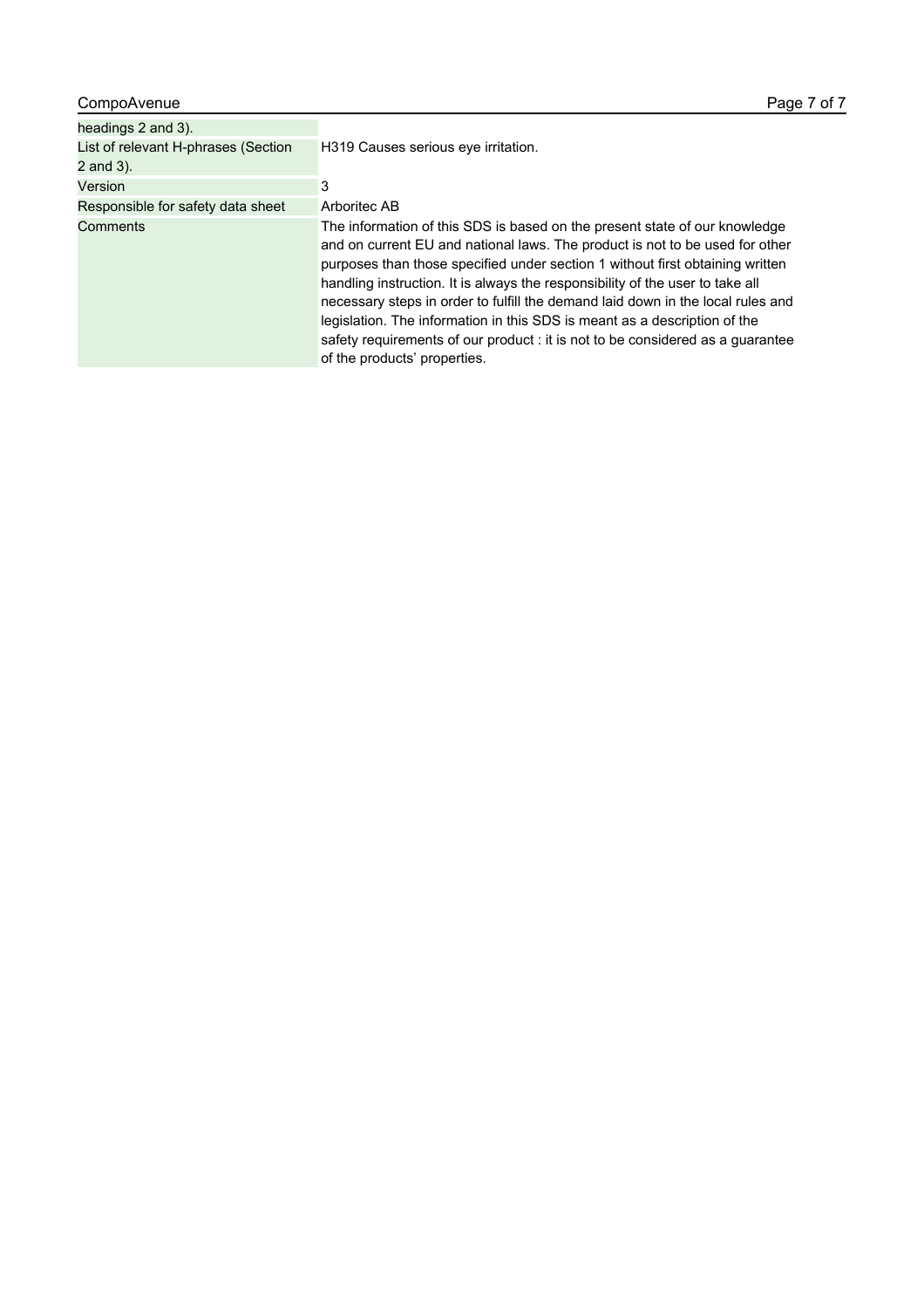| | |
|---|---|
| headings 2 and 3). | |
| List of relevant H-phrases (Section 2 and 3). | H319 Causes serious eye irritation. |
| Version | 3 |
| Responsible for safety data sheet | Arboritec AB |
| Comments | The information of this SDS is based on the present state of our knowledge and on current EU and national laws. The product is not to be used for other purposes than those specified under section 1 without first obtaining written handling instruction. It is always the responsibility of the user to take all necessary steps in order to fulfill the demand laid down in the local rules and legislation. The information in this SDS is meant as a description of the safety requirements of our product : it is not to be considered as a guarantee of the products' properties. |